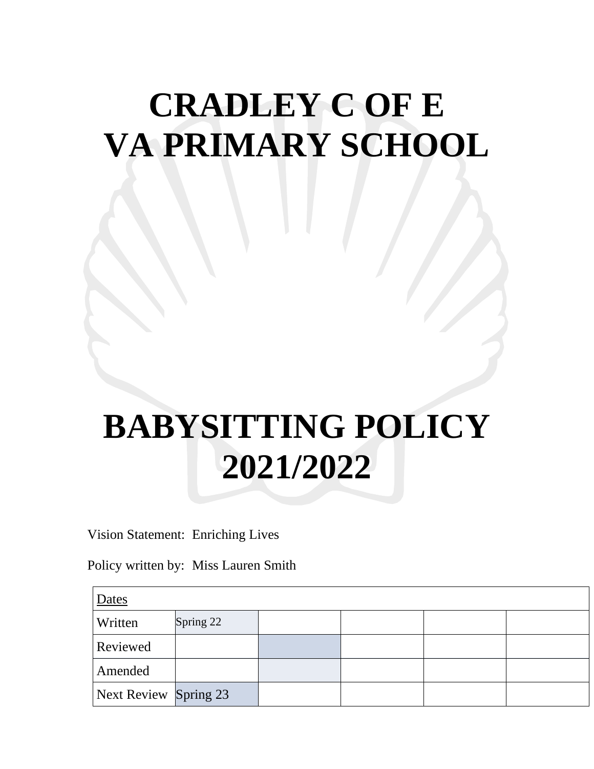# CRADLEY C OF E VA PRIMARY SCHOOL

# BABYSITTING POLICY 2021/2022

Vision Statement: Enriching Lives

Policy written by: Miss Lauren Smith

| Dates | | | | | |
|---|---|---|---|---|---|
| Written | Spring 22 | | | | |
| Reviewed | | | | | |
| Amended | | | | | |
| Next Review | Spring 23 | | | | |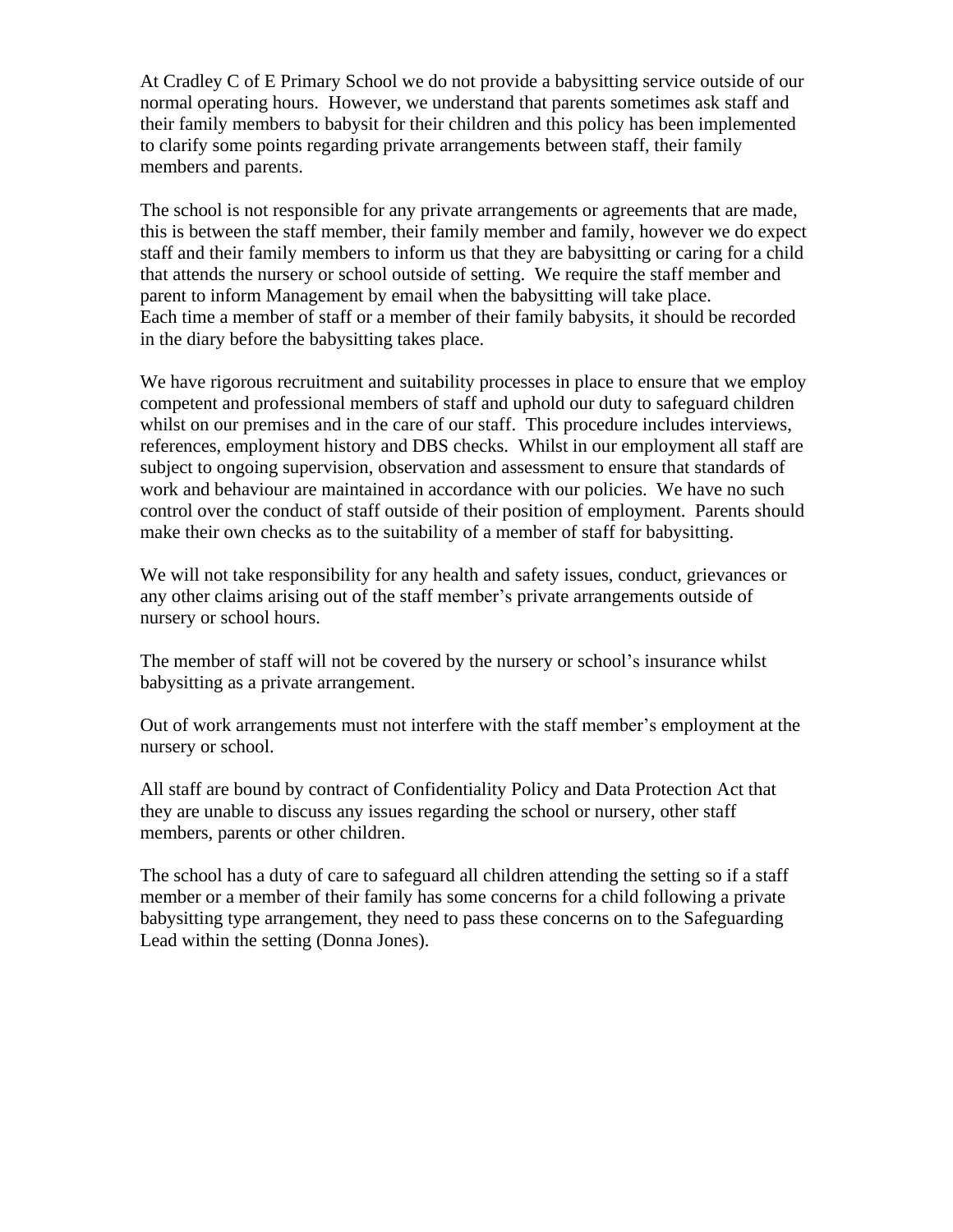At Cradley C of E Primary School we do not provide a babysitting service outside of our normal operating hours. However, we understand that parents sometimes ask staff and their family members to babysit for their children and this policy has been implemented to clarify some points regarding private arrangements between staff, their family members and parents.

The school is not responsible for any private arrangements or agreements that are made, this is between the staff member, their family member and family, however we do expect staff and their family members to inform us that they are babysitting or caring for a child that attends the nursery or school outside of setting. We require the staff member and parent to inform Management by email when the babysitting will take place.
Each time a member of staff or a member of their family babysits, it should be recorded in the diary before the babysitting takes place.

We have rigorous recruitment and suitability processes in place to ensure that we employ competent and professional members of staff and uphold our duty to safeguard children whilst on our premises and in the care of our staff. This procedure includes interviews, references, employment history and DBS checks. Whilst in our employment all staff are subject to ongoing supervision, observation and assessment to ensure that standards of work and behaviour are maintained in accordance with our policies. We have no such control over the conduct of staff outside of their position of employment. Parents should make their own checks as to the suitability of a member of staff for babysitting.

We will not take responsibility for any health and safety issues, conduct, grievances or any other claims arising out of the staff member's private arrangements outside of nursery or school hours.

The member of staff will not be covered by the nursery or school's insurance whilst babysitting as a private arrangement.

Out of work arrangements must not interfere with the staff member's employment at the nursery or school.

All staff are bound by contract of Confidentiality Policy and Data Protection Act that they are unable to discuss any issues regarding the school or nursery, other staff members, parents or other children.

The school has a duty of care to safeguard all children attending the setting so if a staff member or a member of their family has some concerns for a child following a private babysitting type arrangement, they need to pass these concerns on to the Safeguarding Lead within the setting (Donna Jones).